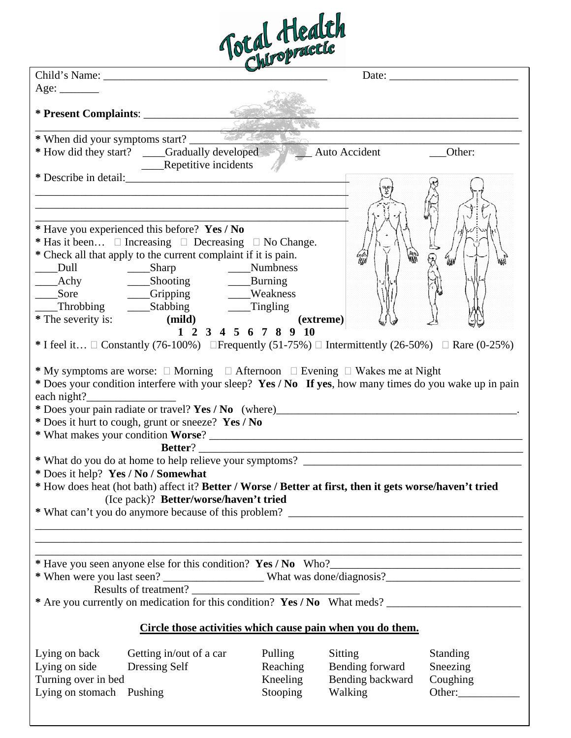# Total Health Chiropractic

Child's Name: ______________________________________ Date: ______________________

Age: _______

**\* Present Complaints**: ____________________________________________________________________________

\* When did your symptoms start? ________________________________________________________________

\* How did they start? ____Gradually developed ___ Auto Accident ___Other:
____Repetitive incidents

\* Describe in detail:________________________________________
____________________________________________________________
____________________________________________________________
____________________________________________________________

\* Have you experienced this before? **Yes / No**

\* Has it been… □ Increasing □ Decreasing □ No Change.

\* Check all that apply to the current complaint if it is pain.

| | | |
|---|---|---|
| ____Dull | ____Sharp | ____Numbness |
| ____Achy | ____Shooting | ____Burning |
| ____Sore | ____Gripping | ____Weakness |
| ____Throbbing | ____Stabbing | ____Tingling |

\* The severity is: **(mild)** **1 2 3 4 5 6 7 8 9 10** **(extreme)**

\* I feel it… □ Constantly (76-100%) □Frequently (51-75%) □ Intermittently (26-50%) □ Rare (0-25%)

\* My symptoms are worse: □ Morning □ Afternoon □ Evening □ Wakes me at Night

\* Does your condition interfere with your sleep? **Yes / No** **If yes**, how many times do you wake up in pain each night?________________

\* Does your pain radiate or travel? **Yes / No** (where)___________________________________________.

\* Does it hurt to cough, grunt or sneeze? **Yes / No**

\* What makes your condition **Worse**? _______________________________________________________

**Better**? _______________________________________________________

\* What do you do at home to help relieve your symptoms? _____________________________________

\* Does it help? **Yes / No / Somewhat**

\* How does heat (hot bath) affect it? **Better / Worse / Better at first, then it gets worse/haven't tried**
(Ice pack)? **Better/worse/haven't tried**

\* What can't you do anymore because of this problem? ________________________________________
____________________________________________________________________________________________
____________________________________________________________________________________________
____________________________________________________________________________________________

\* Have you seen anyone else for this condition? **Yes / No** Who?________________________________

\* When were you last seen? __________________ What was done/diagnosis?________________________

Results of treatment? ______________________________

\* Are you currently on medication for this condition? **Yes / No** What meds? ________________________

**Circle those activities which cause pain when you do them.**

| | | | | |
|---|---|---|---|---|
| Lying on back | Getting in/out of a car | Pulling | Sitting | Standing |
| Lying on side | Dressing Self | Reaching | Bending forward | Sneezing |
| Turning over in bed | | Kneeling | Bending backward | Coughing |
| Lying on stomach | Pushing | Stooping | Walking | Other:___________ |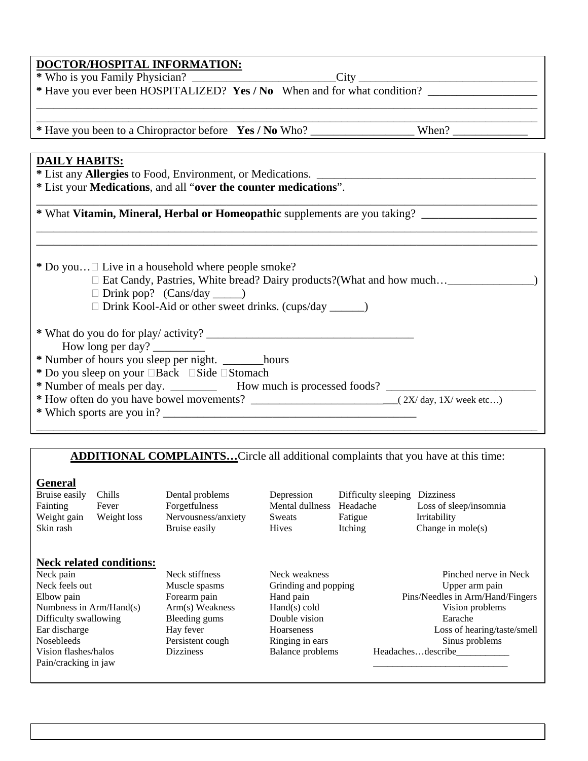**DOCTOR/HOSPITAL INFORMATION:**

* Who is you Family Physician? ________________________City ______________________________
* Have you ever been HOSPITALIZED? **Yes / No** When and for what condition? __________________
_____________________________________________________________________________________
_____________________________________________________________________________________
* Have you been to a Chiropractor before **Yes / No** Who? _________________ When? ____________

**DAILY HABITS:**

* List any **Allergies** to Food, Environment, or Medications. _____________________________________
* List your **Medications**, and all "**over the counter medications**".
_____________________________________________________________________________________
* What **Vitamin, Mineral, Herbal or Homeopathic** supplements are you taking? ___________________
_____________________________________________________________________________________
_____________________________________________________________________________________

* Do you… ☐ Live in a household where people smoke?
  - ☐ Eat Candy, Pastries, White bread? Dairy products?(What and how much…_______________)
  - ☐ Drink pop? (Cans/day _____)
  - ☐ Drink Kool-Aid or other sweet drinks. (cups/day ______)

* What do you do for play/ activity? ____________________________________
  How long per day? _________
* Number of hours you sleep per night. _______hours
* Do you sleep on your ☐Back ☐Side ☐Stomach
* Number of meals per day. ________ How much is processed foods? _________________________
* How often do you have bowel movements? ___________________________( 2X/ day, 1X/ week etc…)
* Which sports are you in? ____________________________________________
_____________________________________________________________________________________

**ADDITIONAL COMPLAINTS…**Circle all additional complaints that you have at this time:

**General**

| | | | | | |
|---|---|---|---|---|---|
| Bruise easily | Chills | Dental problems | Depression | Difficulty sleeping | Dizziness |
| Fainting | Fever | Forgetfulness | Mental dullness | Headache | Loss of sleep/insomnia |
| Weight gain | Weight loss | Nervousness/anxiety | Sweats | Fatigue | Irritability |
| Skin rash | | Bruise easily | Hives | Itching | Change in mole(s) |

**Neck related conditions:**

| | | | |
|---|---|---|---|
| Neck pain | Neck stiffness | Neck weakness | Pinched nerve in Neck |
| Neck feels out | Muscle spasms | Grinding and popping | Upper arm pain |
| Elbow pain | Forearm pain | Hand pain | Pins/Needles in Arm/Hand/Fingers |
| Numbness in Arm/Hand(s) | Arm(s) Weakness | Hand(s) cold | Vision problems |
| Difficulty swallowing | Bleeding gums | Double vision | Earache |
| Ear discharge | Hay fever | Hoarseness | Loss of hearing/taste/smell |
| Nosebleeds | Persistent cough | Ringing in ears | Sinus problems |
| Vision flashes/halos | Dizziness | Balance problems | Headaches…describe___________ |
| Pain/cracking in jaw | | | ___________________________ |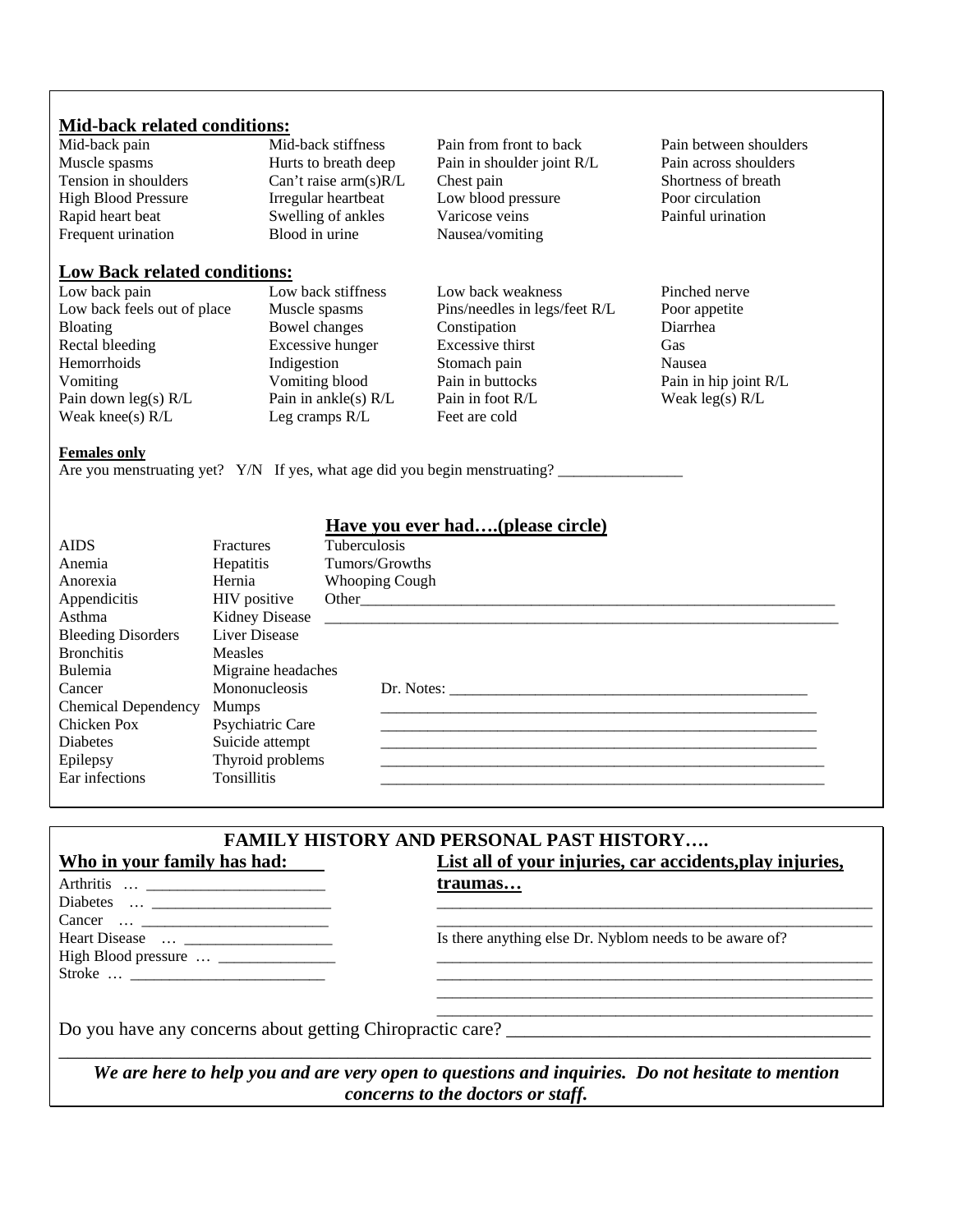## Mid-back related conditions:

| | | | |
|---|---|---|---|
| Mid-back pain | Mid-back stiffness | Pain from front to back | Pain between shoulders |
| Muscle spasms | Hurts to breath deep | Pain in shoulder joint R/L | Pain across shoulders |
| Tension in shoulders | Can't raise arm(s)R/L | Chest pain | Shortness of breath |
| High Blood Pressure | Irregular heartbeat | Low blood pressure | Poor circulation |
| Rapid heart beat | Swelling of ankles | Varicose veins | Painful urination |
| Frequent urination | Blood in urine | Nausea/vomiting | |

## Low Back related conditions:

| | | | |
|---|---|---|---|
| Low back pain | Low back stiffness | Low back weakness | Pinched nerve |
| Low back feels out of place | Muscle spasms | Pins/needles in legs/feet R/L | Poor appetite |
| Bloating | Bowel changes | Constipation | Diarrhea |
| Rectal bleeding | Excessive hunger | Excessive thirst | Gas |
| Hemorrhoids | Indigestion | Stomach pain | Nausea |
| Vomiting | Vomiting blood | Pain in buttocks | Pain in hip joint R/L |
| Pain down leg(s) R/L | Pain in ankle(s) R/L | Pain in foot R/L | Weak leg(s) R/L |
| Weak knee(s) R/L | Leg cramps R/L | Feet are cold | |

**Females only**

Are you menstruating yet? Y/N If yes, what age did you begin menstruating? _______________

## Have you ever had….(please circle)

| | | |
|---|---|---|
| AIDS | Fractures | Tuberculosis |
| Anemia | Hepatitis | Tumors/Growths |
| Anorexia | Hernia | Whooping Cough |
| Appendicitis | HIV positive | Other_______________________________________________________________ |
| Asthma | Kidney Disease | _______________________________________________________________ |
| Bleeding Disorders | Liver Disease | |
| Bronchitis | Measles | |
| Bulemia | Migraine headaches | |
| Cancer | Mononucleosis | Dr. Notes: _______________________________________________ |
| Chemical Dependency | Mumps | _______________________________________________________ |
| Chicken Pox | Psychiatric Care | _______________________________________________________ |
| Diabetes | Suicide attempt | _______________________________________________________ |
| Epilepsy | Thyroid problems | _______________________________________________________ |
| Ear infections | Tonsillitis | _______________________________________________________ |

## FAMILY HISTORY AND PERSONAL PAST HISTORY….

**Who in your family has had:**

Arthritis … ______________________

Diabetes … ______________________

Cancer … ________________________

Heart Disease … ___________________

High Blood pressure … ______________

Stroke … ________________________

**List all of your injuries, car accidents, play injuries, traumas…**

_______________________________________________________

_______________________________________________________

Is there anything else Dr. Nyblom needs to be aware of?

_______________________________________________________

_______________________________________________________

_______________________________________________________

_______________________________________________________

Do you have any concerns about getting Chiropractic care? _______________________________________

_______________________________________________________________________________________

***We are here to help you and are very open to questions and inquiries. Do not hesitate to mention concerns to the doctors or staff.***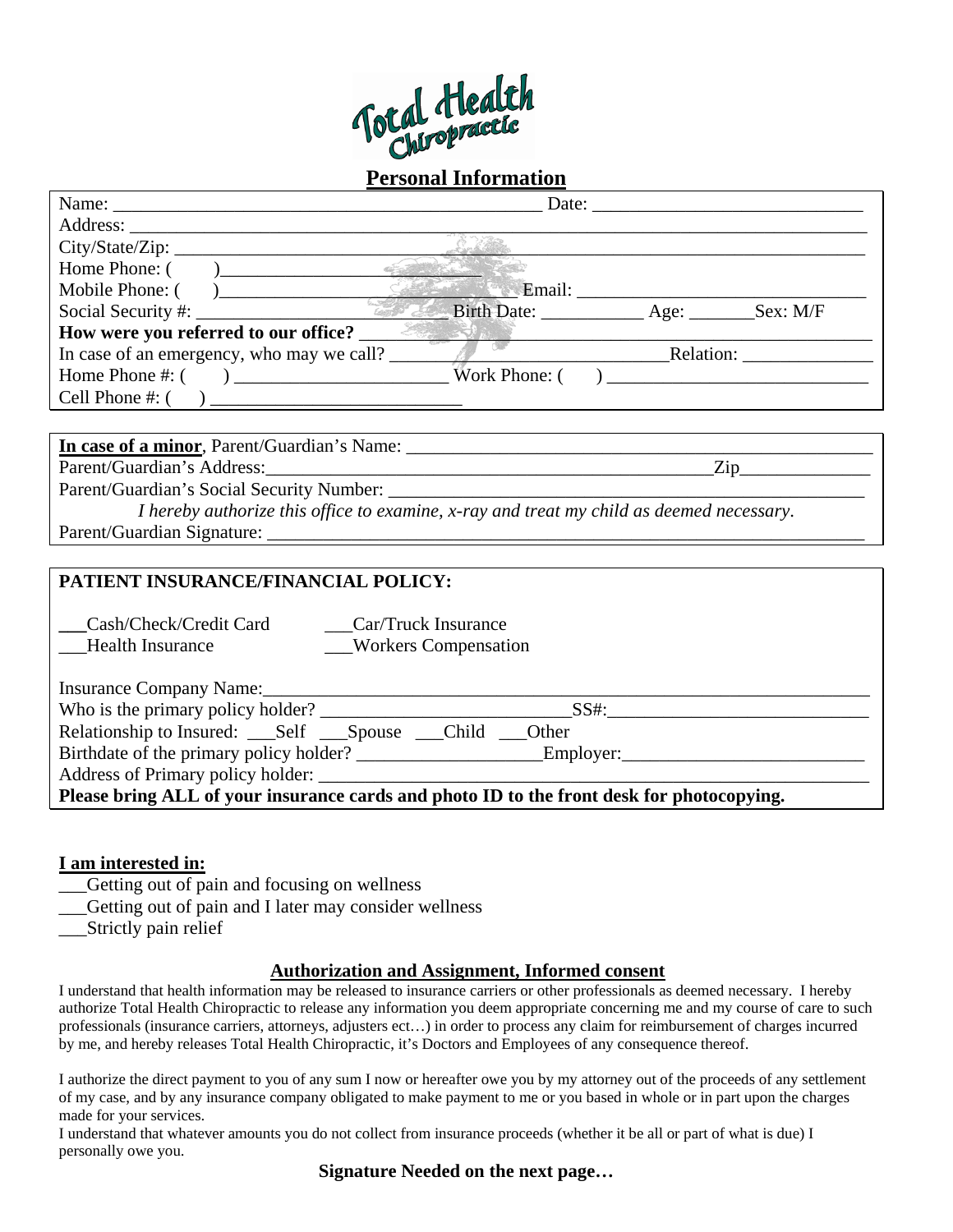Total Health Chiropractic

## Personal Information

Name: _______________________________________________ Date: _____________________________

Address: ______________________________________________________________________________

City/State/Zip: ________________________________________________________________________

Home Phone: ( )_______________________________

Mobile Phone: ( )_______________________________ Email: _____________________________

Social Security #: ___________________________ Birth Date: ___________ Age: _______Sex: M/F

**How were you referred to our office?** ______________________________________________

In case of an emergency, who may we call? _______________________________Relation: ______________

Home Phone #: ( ) _______________________ Work Phone: ( ) ____________________________

Cell Phone #: ( ) ___________________________

**In case of a minor**, Parent/Guardian's Name: _________________________________________________

Parent/Guardian's Address:___________________________________________________Zip______________

Parent/Guardian's Social Security Number: ______________________________________________________

*I hereby authorize this office to examine, x-ray and treat my child as deemed necessary.*

Parent/Guardian Signature: __________________________________________________________________

**PATIENT INSURANCE/FINANCIAL POLICY:**

___Cash/Check/Credit Card ___Car/Truck Insurance

___Health Insurance ___Workers Compensation

Insurance Company Name:___________________________________________________________________

Who is the primary policy holder? ___________________________SS#:_____________________________

Relationship to Insured: ___Self ___Spouse ___Child ___Other

Birthdate of the primary policy holder? _____________________Employer:__________________________

Address of Primary policy holder: _____________________________________________________________

**Please bring ALL of your insurance cards and photo ID to the front desk for photocopying.**

**I am interested in:**

___Getting out of pain and focusing on wellness

___Getting out of pain and I later may consider wellness

___Strictly pain relief

### Authorization and Assignment, Informed consent

I understand that health information may be released to insurance carriers or other professionals as deemed necessary. I hereby authorize Total Health Chiropractic to release any information you deem appropriate concerning me and my course of care to such professionals (insurance carriers, attorneys, adjusters ect…) in order to process any claim for reimbursement of charges incurred by me, and hereby releases Total Health Chiropractic, it's Doctors and Employees of any consequence thereof.

I authorize the direct payment to you of any sum I now or hereafter owe you by my attorney out of the proceeds of any settlement of my case, and by any insurance company obligated to make payment to me or you based in whole or in part upon the charges made for your services.

I understand that whatever amounts you do not collect from insurance proceeds (whether it be all or part of what is due) I personally owe you.

**Signature Needed on the next page…**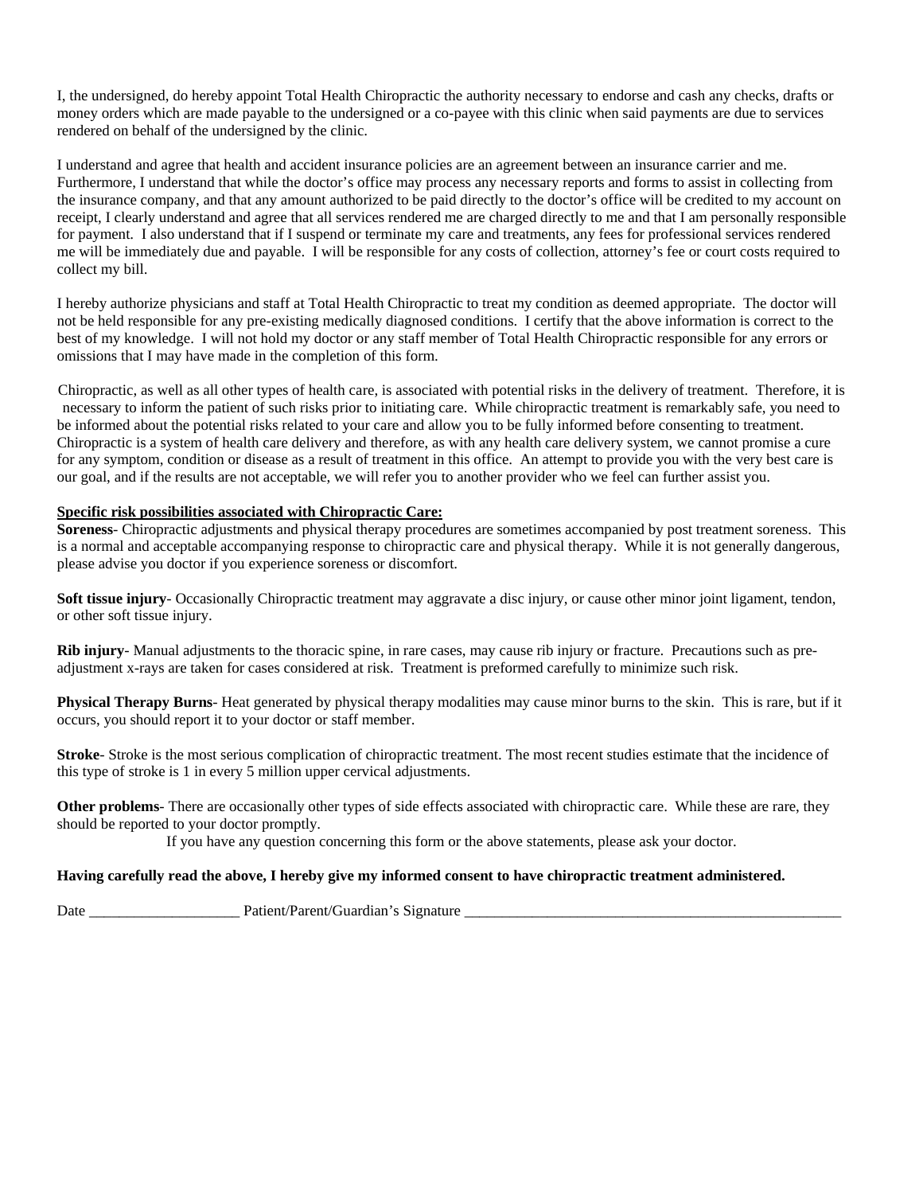I, the undersigned, do hereby appoint Total Health Chiropractic the authority necessary to endorse and cash any checks, drafts or money orders which are made payable to the undersigned or a co-payee with this clinic when said payments are due to services rendered on behalf of the undersigned by the clinic.

I understand and agree that health and accident insurance policies are an agreement between an insurance carrier and me. Furthermore, I understand that while the doctor's office may process any necessary reports and forms to assist in collecting from the insurance company, and that any amount authorized to be paid directly to the doctor's office will be credited to my account on receipt, I clearly understand and agree that all services rendered me are charged directly to me and that I am personally responsible for payment. I also understand that if I suspend or terminate my care and treatments, any fees for professional services rendered me will be immediately due and payable. I will be responsible for any costs of collection, attorney's fee or court costs required to collect my bill.

I hereby authorize physicians and staff at Total Health Chiropractic to treat my condition as deemed appropriate. The doctor will not be held responsible for any pre-existing medically diagnosed conditions. I certify that the above information is correct to the best of my knowledge. I will not hold my doctor or any staff member of Total Health Chiropractic responsible for any errors or omissions that I may have made in the completion of this form.

Chiropractic, as well as all other types of health care, is associated with potential risks in the delivery of treatment. Therefore, it is necessary to inform the patient of such risks prior to initiating care. While chiropractic treatment is remarkably safe, you need to be informed about the potential risks related to your care and allow you to be fully informed before consenting to treatment. Chiropractic is a system of health care delivery and therefore, as with any health care delivery system, we cannot promise a cure for any symptom, condition or disease as a result of treatment in this office. An attempt to provide you with the very best care is our goal, and if the results are not acceptable, we will refer you to another provider who we feel can further assist you.

**Specific risk possibilities associated with Chiropractic Care:**

**Soreness**- Chiropractic adjustments and physical therapy procedures are sometimes accompanied by post treatment soreness. This is a normal and acceptable accompanying response to chiropractic care and physical therapy. While it is not generally dangerous, please advise you doctor if you experience soreness or discomfort.

**Soft tissue injury**- Occasionally Chiropractic treatment may aggravate a disc injury, or cause other minor joint ligament, tendon, or other soft tissue injury.

**Rib injury**- Manual adjustments to the thoracic spine, in rare cases, may cause rib injury or fracture. Precautions such as pre-adjustment x-rays are taken for cases considered at risk. Treatment is preformed carefully to minimize such risk.

**Physical Therapy Burns**- Heat generated by physical therapy modalities may cause minor burns to the skin. This is rare, but if it occurs, you should report it to your doctor or staff member.

**Stroke**- Stroke is the most serious complication of chiropractic treatment. The most recent studies estimate that the incidence of this type of stroke is 1 in every 5 million upper cervical adjustments.

**Other problems**- There are occasionally other types of side effects associated with chiropractic care. While these are rare, they should be reported to your doctor promptly.

If you have any question concerning this form or the above statements, please ask your doctor.

**Having carefully read the above, I hereby give my informed consent to have chiropractic treatment administered.**

Date ____________________ Patient/Parent/Guardian's Signature ____________________________________________________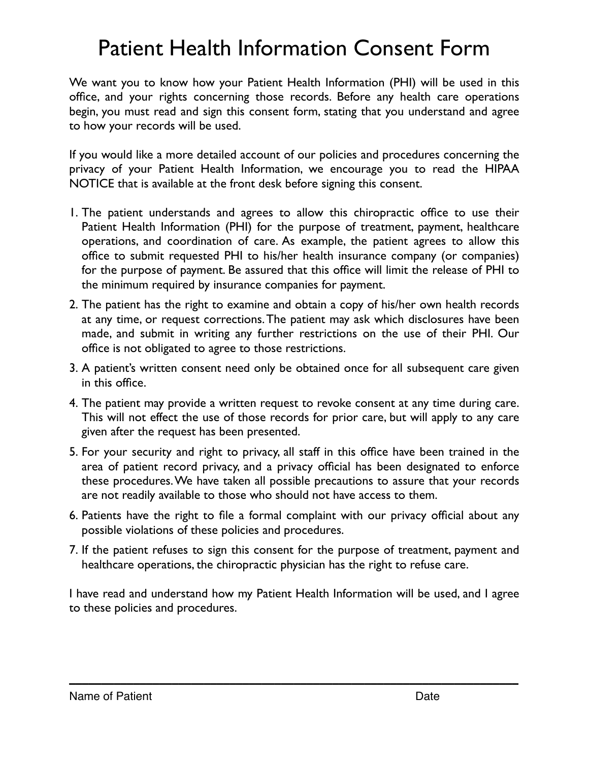# Patient Health Information Consent Form

We want you to know how your Patient Health Information (PHI) will be used in this office, and your rights concerning those records. Before any health care operations begin, you must read and sign this consent form, stating that you understand and agree to how your records will be used.

If you would like a more detailed account of our policies and procedures concerning the privacy of your Patient Health Information, we encourage you to read the HIPAA NOTICE that is available at the front desk before signing this consent.

1. The patient understands and agrees to allow this chiropractic office to use their Patient Health Information (PHI) for the purpose of treatment, payment, healthcare operations, and coordination of care. As example, the patient agrees to allow this office to submit requested PHI to his/her health insurance company (or companies) for the purpose of payment. Be assured that this office will limit the release of PHI to the minimum required by insurance companies for payment.
2. The patient has the right to examine and obtain a copy of his/her own health records at any time, or request corrections. The patient may ask which disclosures have been made, and submit in writing any further restrictions on the use of their PHI. Our office is not obligated to agree to those restrictions.
3. A patient's written consent need only be obtained once for all subsequent care given in this office.
4. The patient may provide a written request to revoke consent at any time during care. This will not effect the use of those records for prior care, but will apply to any care given after the request has been presented.
5. For your security and right to privacy, all staff in this office have been trained in the area of patient record privacy, and a privacy official has been designated to enforce these procedures. We have taken all possible precautions to assure that your records are not readily available to those who should not have access to them.
6. Patients have the right to file a formal complaint with our privacy official about any possible violations of these policies and procedures.
7. If the patient refuses to sign this consent for the purpose of treatment, payment and healthcare operations, the chiropractic physician has the right to refuse care.

I have read and understand how my Patient Health Information will be used, and I agree to these policies and procedures.

Name of Patient Date